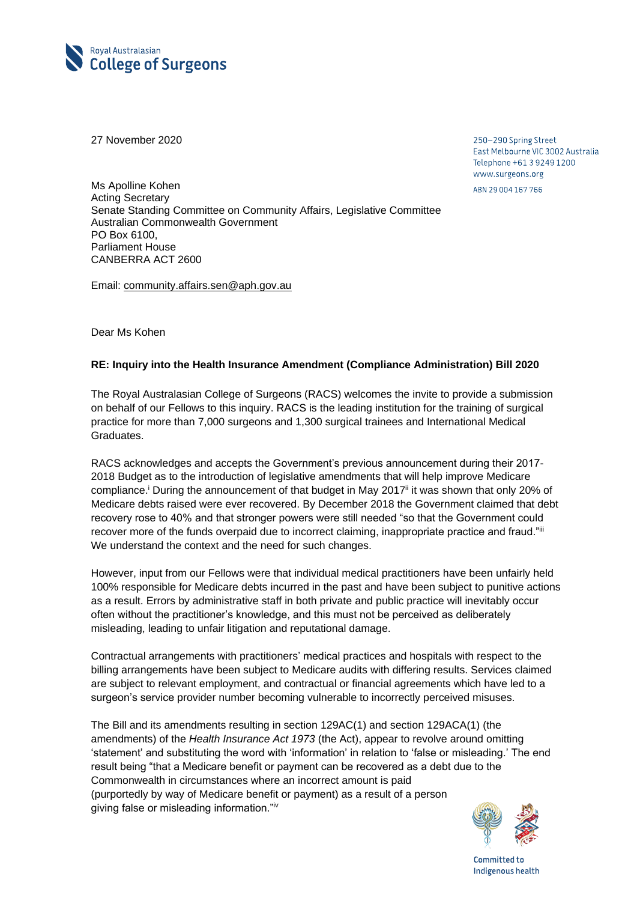Royal Australasian
**College of Surgeons**

27 November 2020

250–290 Spring Street
East Melbourne VIC 3002 Australia
Telephone +61 3 9249 1200
www.surgeons.org
ABN 29 004 167 766

Ms Apolline Kohen
Acting Secretary
Senate Standing Committee on Community Affairs, Legislative Committee
Australian Commonwealth Government
PO Box 6100,
Parliament House
CANBERRA ACT 2600

Email: community.affairs.sen@aph.gov.au

Dear Ms Kohen

**RE: Inquiry into the Health Insurance Amendment (Compliance Administration) Bill 2020**

The Royal Australasian College of Surgeons (RACS) welcomes the invite to provide a submission on behalf of our Fellows to this inquiry. RACS is the leading institution for the training of surgical practice for more than 7,000 surgeons and 1,300 surgical trainees and International Medical Graduates.

RACS acknowledges and accepts the Government's previous announcement during their 2017-2018 Budget as to the introduction of legislative amendments that will help improve Medicare compliance.[i] During the announcement of that budget in May 2017[ii] it was shown that only 20% of Medicare debts raised were ever recovered. By December 2018 the Government claimed that debt recovery rose to 40% and that stronger powers were still needed "so that the Government could recover more of the funds overpaid due to incorrect claiming, inappropriate practice and fraud."[iii] We understand the context and the need for such changes.

However, input from our Fellows were that individual medical practitioners have been unfairly held 100% responsible for Medicare debts incurred in the past and have been subject to punitive actions as a result. Errors by administrative staff in both private and public practice will inevitably occur often without the practitioner's knowledge, and this must not be perceived as deliberately misleading, leading to unfair litigation and reputational damage.

Contractual arrangements with practitioners' medical practices and hospitals with respect to the billing arrangements have been subject to Medicare audits with differing results. Services claimed are subject to relevant employment, and contractual or financial agreements which have led to a surgeon's service provider number becoming vulnerable to incorrectly perceived misuses.

The Bill and its amendments resulting in section 129AC(1) and section 129ACA(1) (the amendments) of the *Health Insurance Act 1973* (the Act), appear to revolve around omitting 'statement' and substituting the word with 'information' in relation to 'false or misleading.' The end result being "that a Medicare benefit or payment can be recovered as a debt due to the Commonwealth in circumstances where an incorrect amount is paid (purportedly by way of Medicare benefit or payment) as a result of a person giving false or misleading information."[iv]

Committed to Indigenous health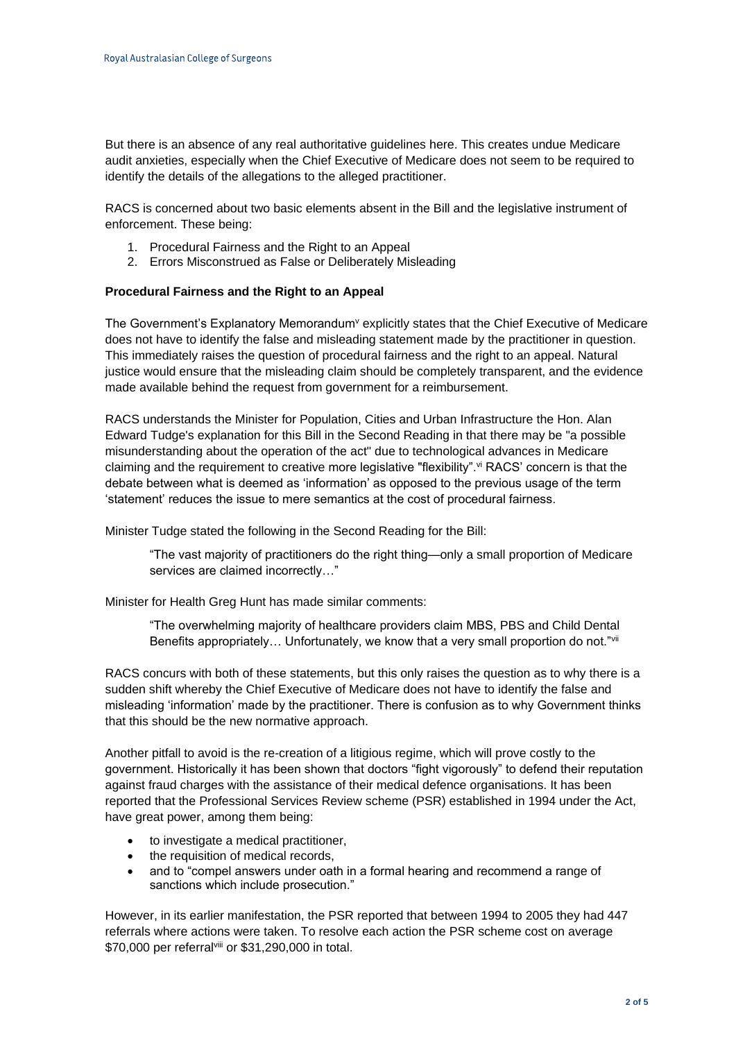But there is an absence of any real authoritative guidelines here. This creates undue Medicare audit anxieties, especially when the Chief Executive of Medicare does not seem to be required to identify the details of the allegations to the alleged practitioner.

RACS is concerned about two basic elements absent in the Bill and the legislative instrument of enforcement. These being:

1. Procedural Fairness and the Right to an Appeal
2. Errors Misconstrued as False or Deliberately Misleading

**Procedural Fairness and the Right to an Appeal**

The Government's Explanatory Memorandum[v] explicitly states that the Chief Executive of Medicare does not have to identify the false and misleading statement made by the practitioner in question. This immediately raises the question of procedural fairness and the right to an appeal. Natural justice would ensure that the misleading claim should be completely transparent, and the evidence made available behind the request from government for a reimbursement.

RACS understands the Minister for Population, Cities and Urban Infrastructure the Hon. Alan Edward Tudge's explanation for this Bill in the Second Reading in that there may be "a possible misunderstanding about the operation of the act" due to technological advances in Medicare claiming and the requirement to creative more legislative "flexibility".[vi] RACS' concern is that the debate between what is deemed as 'information' as opposed to the previous usage of the term 'statement' reduces the issue to mere semantics at the cost of procedural fairness.

Minister Tudge stated the following in the Second Reading for the Bill:

> "The vast majority of practitioners do the right thing—only a small proportion of Medicare services are claimed incorrectly…"

Minister for Health Greg Hunt has made similar comments:

> "The overwhelming majority of healthcare providers claim MBS, PBS and Child Dental Benefits appropriately… Unfortunately, we know that a very small proportion do not."[vii]

RACS concurs with both of these statements, but this only raises the question as to why there is a sudden shift whereby the Chief Executive of Medicare does not have to identify the false and misleading 'information' made by the practitioner. There is confusion as to why Government thinks that this should be the new normative approach.

Another pitfall to avoid is the re-creation of a litigious regime, which will prove costly to the government. Historically it has been shown that doctors "fight vigorously" to defend their reputation against fraud charges with the assistance of their medical defence organisations. It has been reported that the Professional Services Review scheme (PSR) established in 1994 under the Act, have great power, among them being:

- to investigate a medical practitioner,
- the requisition of medical records,
- and to "compel answers under oath in a formal hearing and recommend a range of sanctions which include prosecution."

However, in its earlier manifestation, the PSR reported that between 1994 to 2005 they had 447 referrals where actions were taken. To resolve each action the PSR scheme cost on average \$70,000 per referral[viii] or \$31,290,000 in total.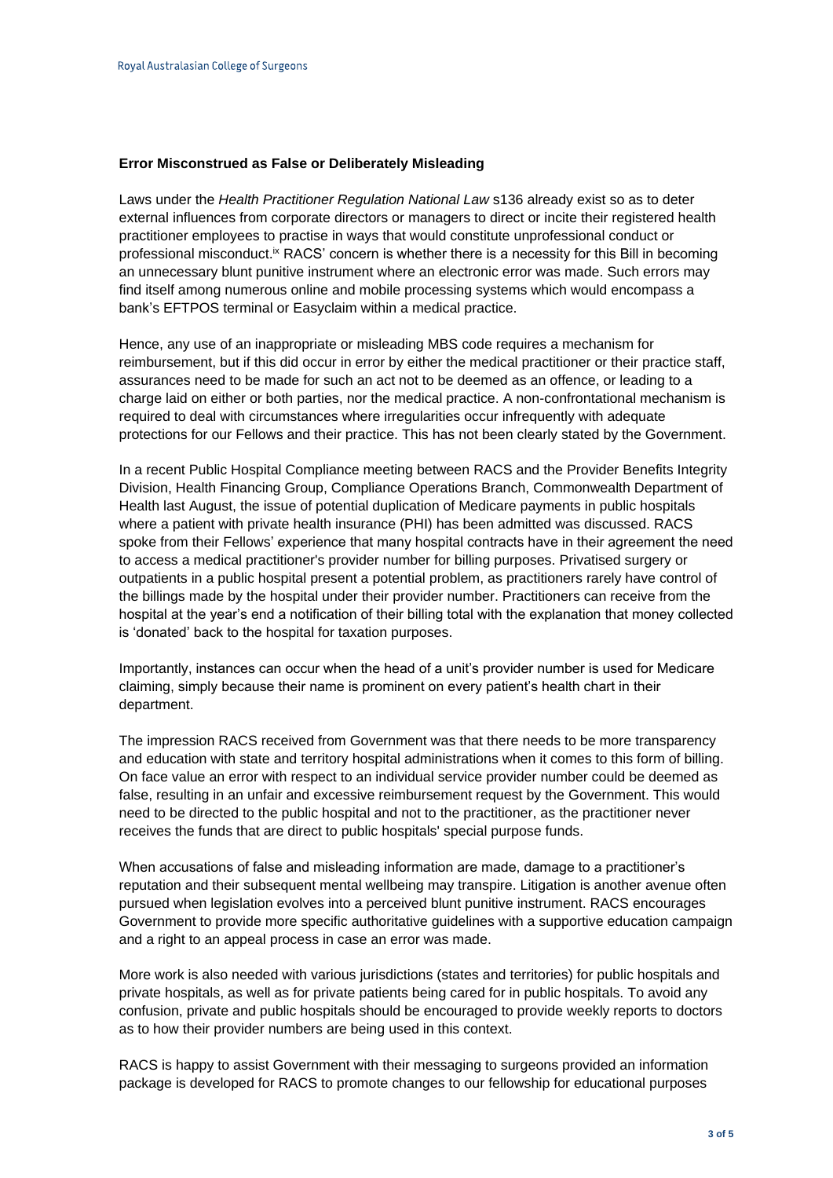### Error Misconstrued as False or Deliberately Misleading

Laws under the *Health Practitioner Regulation National Law* s136 already exist so as to deter external influences from corporate directors or managers to direct or incite their registered health practitioner employees to practise in ways that would constitute unprofessional conduct or professional misconduct.[ix] RACS' concern is whether there is a necessity for this Bill in becoming an unnecessary blunt punitive instrument where an electronic error was made. Such errors may find itself among numerous online and mobile processing systems which would encompass a bank's EFTPOS terminal or Easyclaim within a medical practice.

Hence, any use of an inappropriate or misleading MBS code requires a mechanism for reimbursement, but if this did occur in error by either the medical practitioner or their practice staff, assurances need to be made for such an act not to be deemed as an offence, or leading to a charge laid on either or both parties, nor the medical practice. A non-confrontational mechanism is required to deal with circumstances where irregularities occur infrequently with adequate protections for our Fellows and their practice. This has not been clearly stated by the Government.

In a recent Public Hospital Compliance meeting between RACS and the Provider Benefits Integrity Division, Health Financing Group, Compliance Operations Branch, Commonwealth Department of Health last August, the issue of potential duplication of Medicare payments in public hospitals where a patient with private health insurance (PHI) has been admitted was discussed. RACS spoke from their Fellows' experience that many hospital contracts have in their agreement the need to access a medical practitioner's provider number for billing purposes. Privatised surgery or outpatients in a public hospital present a potential problem, as practitioners rarely have control of the billings made by the hospital under their provider number. Practitioners can receive from the hospital at the year's end a notification of their billing total with the explanation that money collected is 'donated' back to the hospital for taxation purposes.

Importantly, instances can occur when the head of a unit's provider number is used for Medicare claiming, simply because their name is prominent on every patient's health chart in their department.

The impression RACS received from Government was that there needs to be more transparency and education with state and territory hospital administrations when it comes to this form of billing. On face value an error with respect to an individual service provider number could be deemed as false, resulting in an unfair and excessive reimbursement request by the Government. This would need to be directed to the public hospital and not to the practitioner, as the practitioner never receives the funds that are direct to public hospitals' special purpose funds.

When accusations of false and misleading information are made, damage to a practitioner's reputation and their subsequent mental wellbeing may transpire. Litigation is another avenue often pursued when legislation evolves into a perceived blunt punitive instrument. RACS encourages Government to provide more specific authoritative guidelines with a supportive education campaign and a right to an appeal process in case an error was made.

More work is also needed with various jurisdictions (states and territories) for public hospitals and private hospitals, as well as for private patients being cared for in public hospitals. To avoid any confusion, private and public hospitals should be encouraged to provide weekly reports to doctors as to how their provider numbers are being used in this context.

RACS is happy to assist Government with their messaging to surgeons provided an information package is developed for RACS to promote changes to our fellowship for educational purposes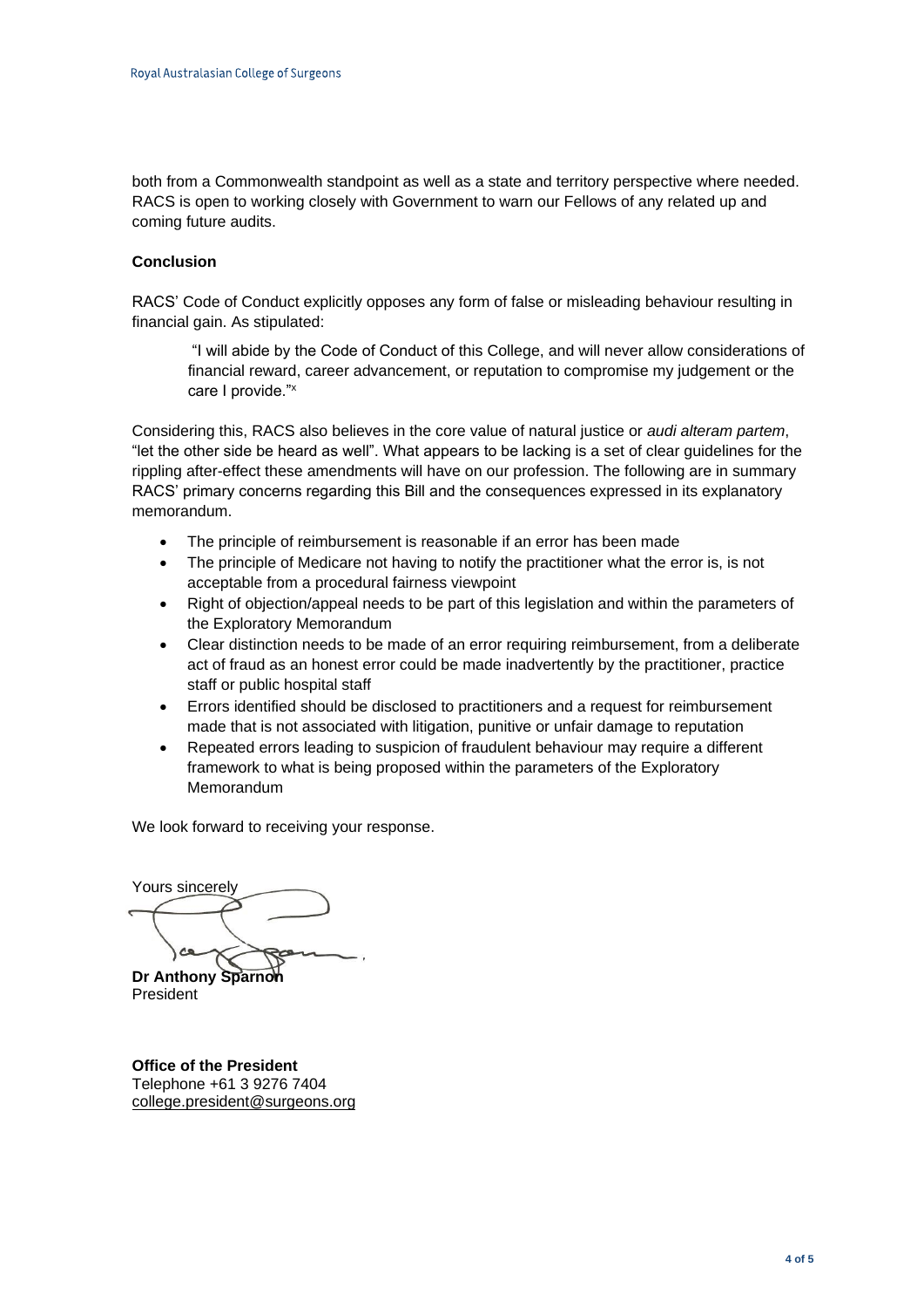both from a Commonwealth standpoint as well as a state and territory perspective where needed. RACS is open to working closely with Government to warn our Fellows of any related up and coming future audits.

**Conclusion**

RACS' Code of Conduct explicitly opposes any form of false or misleading behaviour resulting in financial gain. As stipulated:

> "I will abide by the Code of Conduct of this College, and will never allow considerations of financial reward, career advancement, or reputation to compromise my judgement or the care I provide."[x]

Considering this, RACS also believes in the core value of natural justice or *audi alteram partem*, "let the other side be heard as well". What appears to be lacking is a set of clear guidelines for the rippling after-effect these amendments will have on our profession. The following are in summary RACS' primary concerns regarding this Bill and the consequences expressed in its explanatory memorandum.

- The principle of reimbursement is reasonable if an error has been made
- The principle of Medicare not having to notify the practitioner what the error is, is not acceptable from a procedural fairness viewpoint
- Right of objection/appeal needs to be part of this legislation and within the parameters of the Exploratory Memorandum
- Clear distinction needs to be made of an error requiring reimbursement, from a deliberate act of fraud as an honest error could be made inadvertently by the practitioner, practice staff or public hospital staff
- Errors identified should be disclosed to practitioners and a request for reimbursement made that is not associated with litigation, punitive or unfair damage to reputation
- Repeated errors leading to suspicion of fraudulent behaviour may require a different framework to what is being proposed within the parameters of the Exploratory Memorandum

We look forward to receiving your response.

Yours sincerely

**Dr Anthony Sparnon**
President

**Office of the President**
Telephone +61 3 9276 7404
college.president@surgeons.org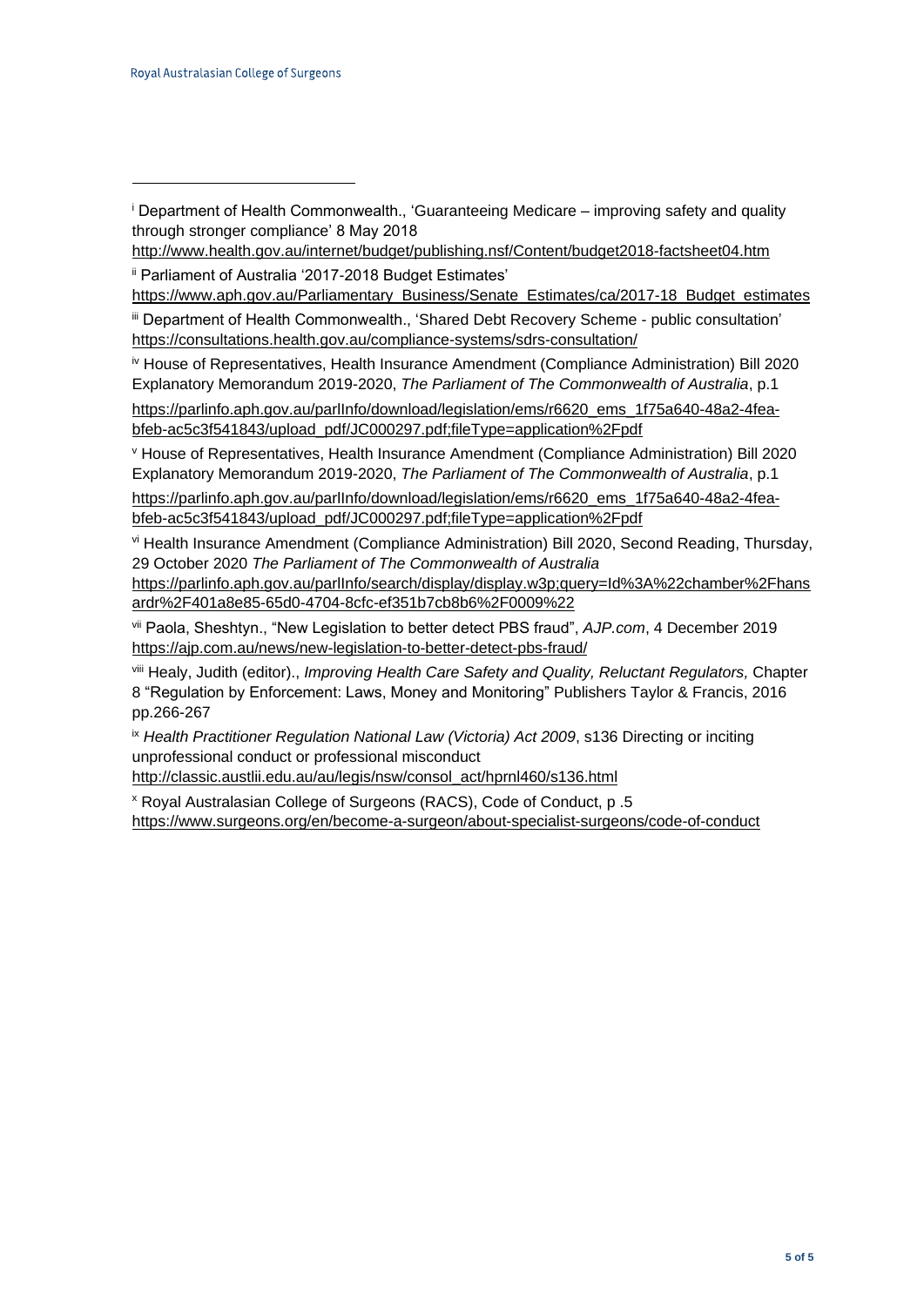---

[i] Department of Health Commonwealth., 'Guaranteeing Medicare – improving safety and quality through stronger compliance' 8 May 2018 http://www.health.gov.au/internet/budget/publishing.nsf/Content/budget2018-factsheet04.htm

[ii] Parliament of Australia '2017-2018 Budget Estimates' https://www.aph.gov.au/Parliamentary_Business/Senate_Estimates/ca/2017-18_Budget_estimates

[iii] Department of Health Commonwealth., 'Shared Debt Recovery Scheme - public consultation' https://consultations.health.gov.au/compliance-systems/sdrs-consultation/

[iv] House of Representatives, Health Insurance Amendment (Compliance Administration) Bill 2020 Explanatory Memorandum 2019-2020, *The Parliament of The Commonwealth of Australia*, p.1 https://parlinfo.aph.gov.au/parlInfo/download/legislation/ems/r6620_ems_1f75a640-48a2-4fea-bfeb-ac5c3f541843/upload_pdf/JC000297.pdf;fileType=application%2Fpdf

[v] House of Representatives, Health Insurance Amendment (Compliance Administration) Bill 2020 Explanatory Memorandum 2019-2020, *The Parliament of The Commonwealth of Australia*, p.1 https://parlinfo.aph.gov.au/parlInfo/download/legislation/ems/r6620_ems_1f75a640-48a2-4fea-bfeb-ac5c3f541843/upload_pdf/JC000297.pdf;fileType=application%2Fpdf

[vi] Health Insurance Amendment (Compliance Administration) Bill 2020, Second Reading, Thursday, 29 October 2020 *The Parliament of The Commonwealth of Australia* https://parlinfo.aph.gov.au/parlInfo/search/display/display.w3p;query=Id%3A%22chamber%2Fhansardr%2F401a8e85-65d0-4704-8cfc-ef351b7cb8b6%2F0009%22

[vii] Paola, Sheshtyn., "New Legislation to better detect PBS fraud", *AJP.com*, 4 December 2019 https://ajp.com.au/news/new-legislation-to-better-detect-pbs-fraud/

[viii] Healy, Judith (editor)., *Improving Health Care Safety and Quality, Reluctant Regulators,* Chapter 8 "Regulation by Enforcement: Laws, Money and Monitoring" Publishers Taylor & Francis, 2016 pp.266-267

[ix] *Health Practitioner Regulation National Law (Victoria) Act 2009*, s136 Directing or inciting unprofessional conduct or professional misconduct http://classic.austlii.edu.au/au/legis/nsw/consol_act/hprnl460/s136.html

[x] Royal Australasian College of Surgeons (RACS), Code of Conduct, p .5 https://www.surgeons.org/en/become-a-surgeon/about-specialist-surgeons/code-of-conduct